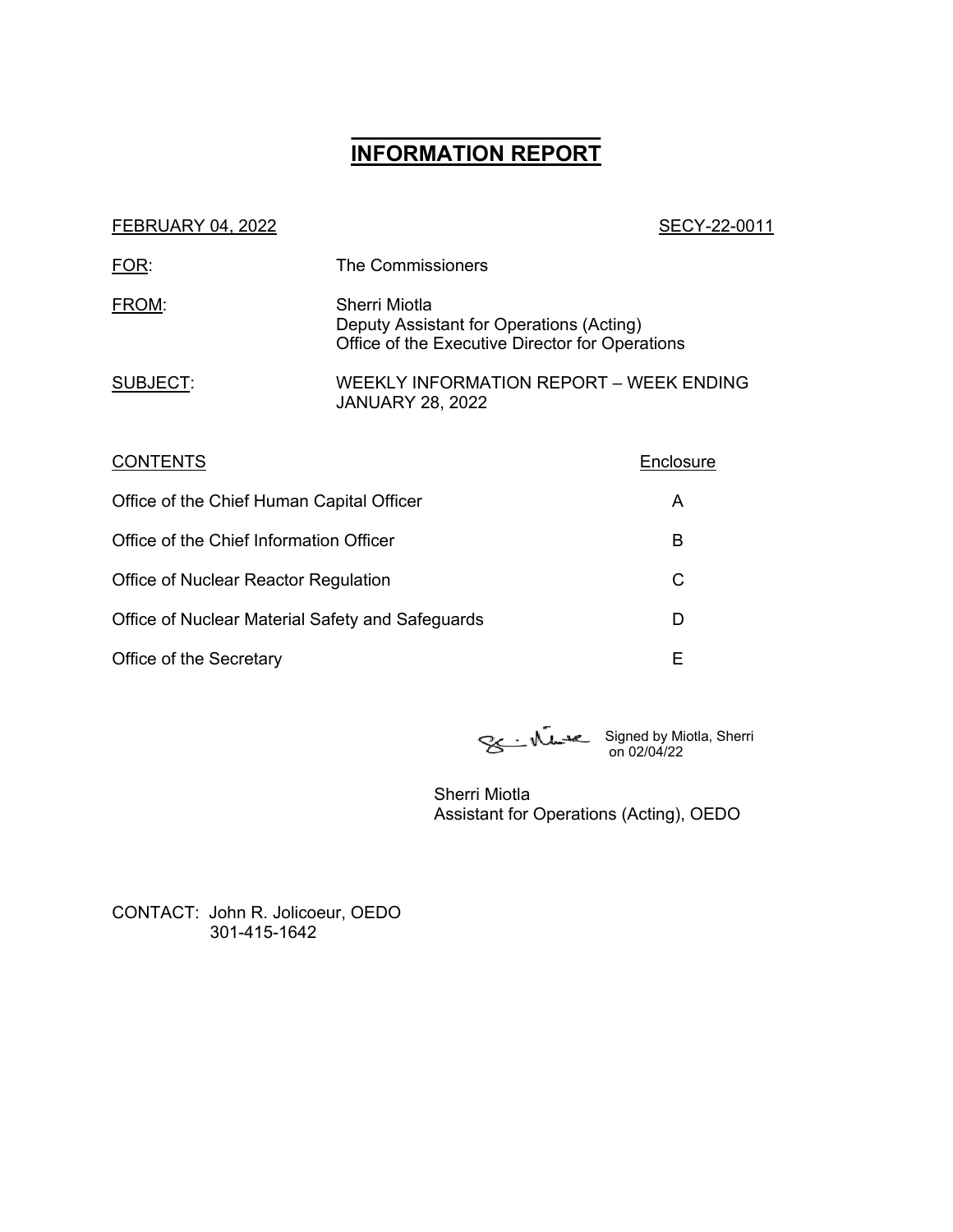# INFORMATION REPORT

FEBRUARY 04, 2022 SECY-22-0011

FOR: The Commissioners

FROM: Sherri Miotla
Deputy Assistant for Operations (Acting)
Office of the Executive Director for Operations

SUBJECT: WEEKLY INFORMATION REPORT – WEEK ENDING JANUARY 28, 2022

| CONTENTS | Enclosure |
| --- | --- |
| Office of the Chief Human Capital Officer | A |
| Office of the Chief Information Officer | B |
| Office of Nuclear Reactor Regulation | C |
| Office of Nuclear Material Safety and Safeguards | D |
| Office of the Secretary | E |

Signed by Miotla, Sherri on 02/04/22

Sherri Miotla
Assistant for Operations (Acting), OEDO

CONTACT: John R. Jolicoeur, OEDO
301-415-1642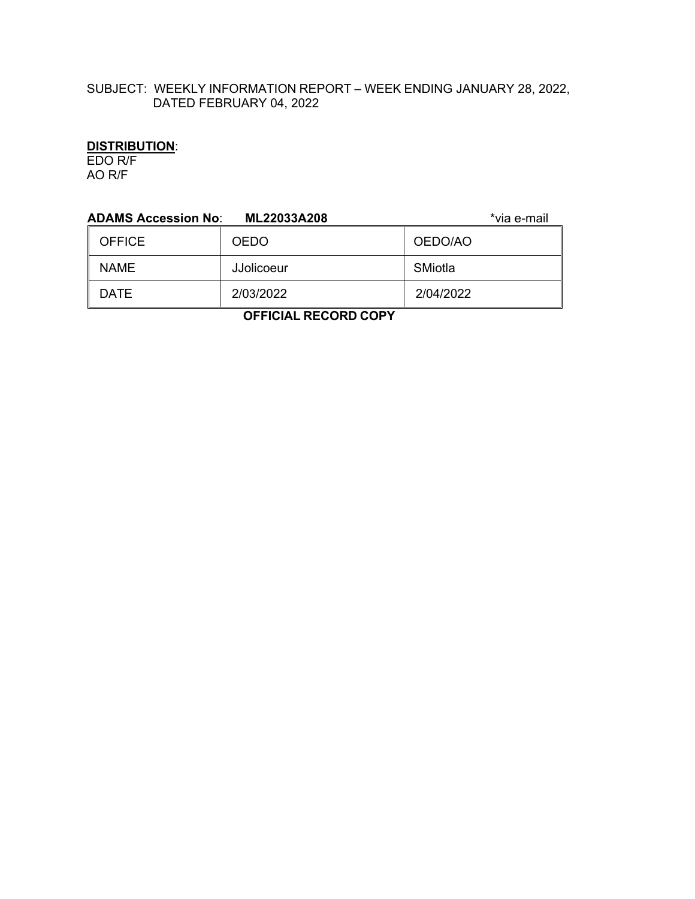SUBJECT: WEEKLY INFORMATION REPORT – WEEK ENDING JANUARY 28, 2022, DATED FEBRUARY 04, 2022

**DISTRIBUTION**:
EDO R/F
AO R/F

**ADAMS Accession No**: **ML22033A208** *via e-mail

| OFFICE | OEDO | OEDO/AO |
|---|---|---|
| NAME | JJolicoeur | SMiotla |
| DATE | 2/03/2022 | 2/04/2022 |

**OFFICIAL RECORD COPY**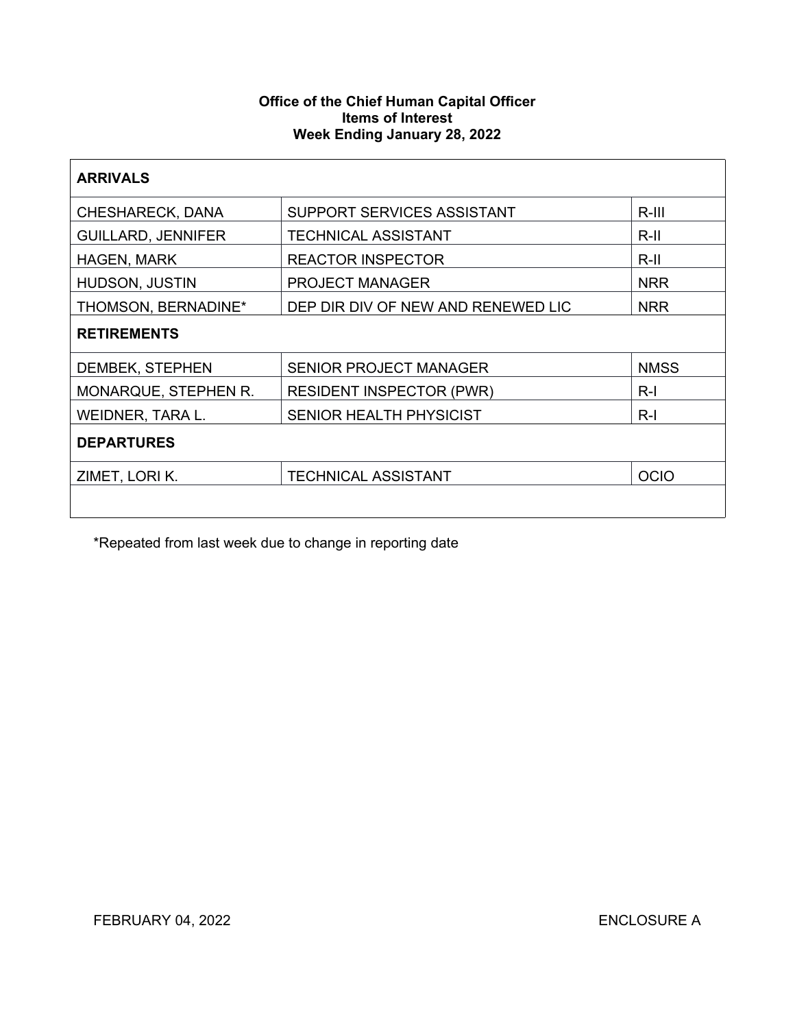**Office of the Chief Human Capital Officer**
**Items of Interest**
**Week Ending January 28, 2022**

| **ARRIVALS** | | |
|---|---|---|
| CHESHARECK, DANA | SUPPORT SERVICES ASSISTANT | R-III |
| GUILLARD, JENNIFER | TECHNICAL ASSISTANT | R-II |
| HAGEN, MARK | REACTOR INSPECTOR | R-II |
| HUDSON, JUSTIN | PROJECT MANAGER | NRR |
| THOMSON, BERNADINE* | DEP DIR DIV OF NEW AND RENEWED LIC | NRR |
| **RETIREMENTS** | | |
| DEMBEK, STEPHEN | SENIOR PROJECT MANAGER | NMSS |
| MONARQUE, STEPHEN R. | RESIDENT INSPECTOR (PWR) | R-I |
| WEIDNER, TARA L. | SENIOR HEALTH PHYSICIST | R-I |
| **DEPARTURES** | | |
| ZIMET, LORI K. | TECHNICAL ASSISTANT | OCIO |
| | | |

*Repeated from last week due to change in reporting date

FEBRUARY 04, 2022 ENCLOSURE A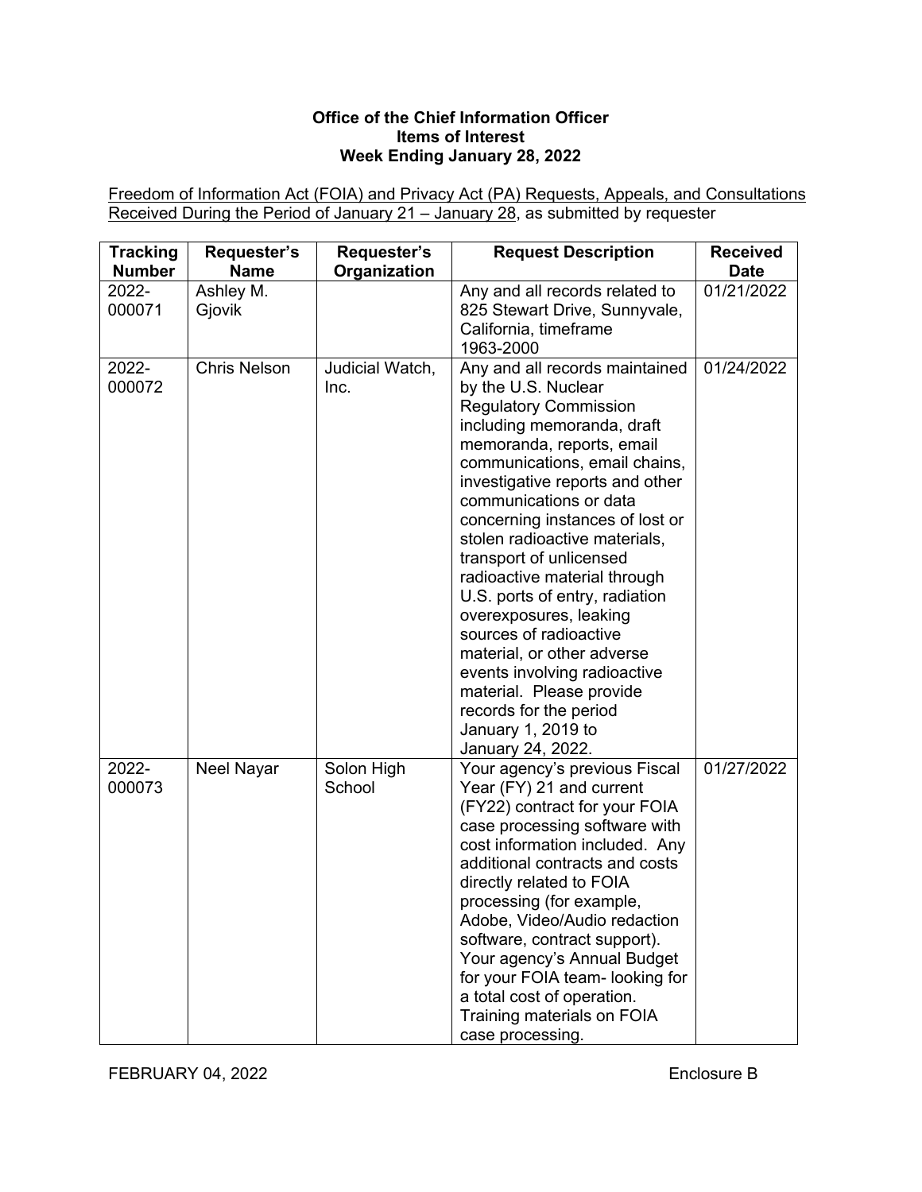**Office of the Chief Information Officer**
**Items of Interest**
**Week Ending January 28, 2022**

Freedom of Information Act (FOIA) and Privacy Act (PA) Requests, Appeals, and Consultations Received During the Period of January 21 – January 28, as submitted by requester

| Tracking Number | Requester's Name | Requester's Organization | Request Description | Received Date |
|---|---|---|---|---|
| 2022-000071 | Ashley M. Gjovik | | Any and all records related to 825 Stewart Drive, Sunnyvale, California, timeframe 1963-2000 | 01/21/2022 |
| 2022-000072 | Chris Nelson | Judicial Watch, Inc. | Any and all records maintained by the U.S. Nuclear Regulatory Commission including memoranda, draft memoranda, reports, email communications, email chains, investigative reports and other communications or data concerning instances of lost or stolen radioactive materials, transport of unlicensed radioactive material through U.S. ports of entry, radiation overexposures, leaking sources of radioactive material, or other adverse events involving radioactive material. Please provide records for the period January 1, 2019 to January 24, 2022. | 01/24/2022 |
| 2022-000073 | Neel Nayar | Solon High School | Your agency's previous Fiscal Year (FY) 21 and current (FY22) contract for your FOIA case processing software with cost information included. Any additional contracts and costs directly related to FOIA processing (for example, Adobe, Video/Audio redaction software, contract support). Your agency's Annual Budget for your FOIA team- looking for a total cost of operation. Training materials on FOIA case processing. | 01/27/2022 |

FEBRUARY 04, 2022 Enclosure B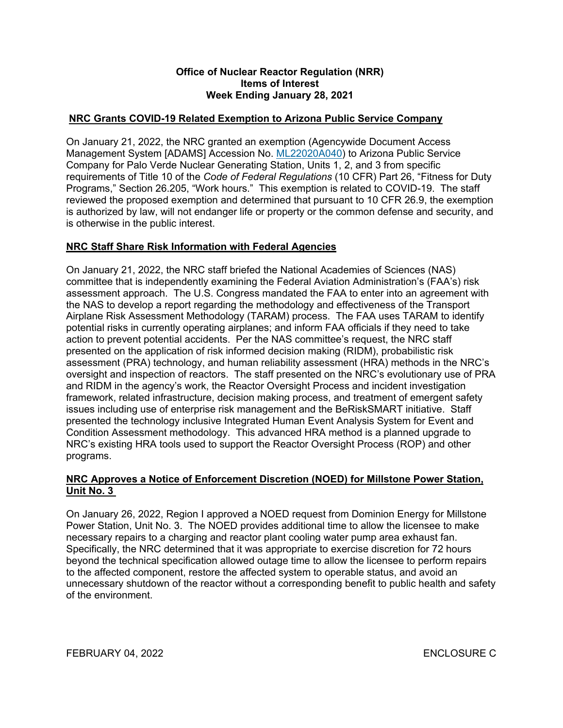**Office of Nuclear Reactor Regulation (NRR)**
**Items of Interest**
**Week Ending January 28, 2021**

## NRC Grants COVID-19 Related Exemption to Arizona Public Service Company

On January 21, 2022, the NRC granted an exemption (Agencywide Document Access Management System [ADAMS] Accession No. ML22020A040) to Arizona Public Service Company for Palo Verde Nuclear Generating Station, Units 1, 2, and 3 from specific requirements of Title 10 of the *Code of Federal Regulations* (10 CFR) Part 26, "Fitness for Duty Programs," Section 26.205, "Work hours." This exemption is related to COVID-19. The staff reviewed the proposed exemption and determined that pursuant to 10 CFR 26.9, the exemption is authorized by law, will not endanger life or property or the common defense and security, and is otherwise in the public interest.

## NRC Staff Share Risk Information with Federal Agencies

On January 21, 2022, the NRC staff briefed the National Academies of Sciences (NAS) committee that is independently examining the Federal Aviation Administration's (FAA's) risk assessment approach. The U.S. Congress mandated the FAA to enter into an agreement with the NAS to develop a report regarding the methodology and effectiveness of the Transport Airplane Risk Assessment Methodology (TARAM) process. The FAA uses TARAM to identify potential risks in currently operating airplanes; and inform FAA officials if they need to take action to prevent potential accidents. Per the NAS committee's request, the NRC staff presented on the application of risk informed decision making (RIDM), probabilistic risk assessment (PRA) technology, and human reliability assessment (HRA) methods in the NRC's oversight and inspection of reactors. The staff presented on the NRC's evolutionary use of PRA and RIDM in the agency's work, the Reactor Oversight Process and incident investigation framework, related infrastructure, decision making process, and treatment of emergent safety issues including use of enterprise risk management and the BeRiskSMART initiative. Staff presented the technology inclusive Integrated Human Event Analysis System for Event and Condition Assessment methodology. This advanced HRA method is a planned upgrade to NRC's existing HRA tools used to support the Reactor Oversight Process (ROP) and other programs.

## NRC Approves a Notice of Enforcement Discretion (NOED) for Millstone Power Station, Unit No. 3

On January 26, 2022, Region I approved a NOED request from Dominion Energy for Millstone Power Station, Unit No. 3. The NOED provides additional time to allow the licensee to make necessary repairs to a charging and reactor plant cooling water pump area exhaust fan. Specifically, the NRC determined that it was appropriate to exercise discretion for 72 hours beyond the technical specification allowed outage time to allow the licensee to perform repairs to the affected component, restore the affected system to operable status, and avoid an unnecessary shutdown of the reactor without a corresponding benefit to public health and safety of the environment.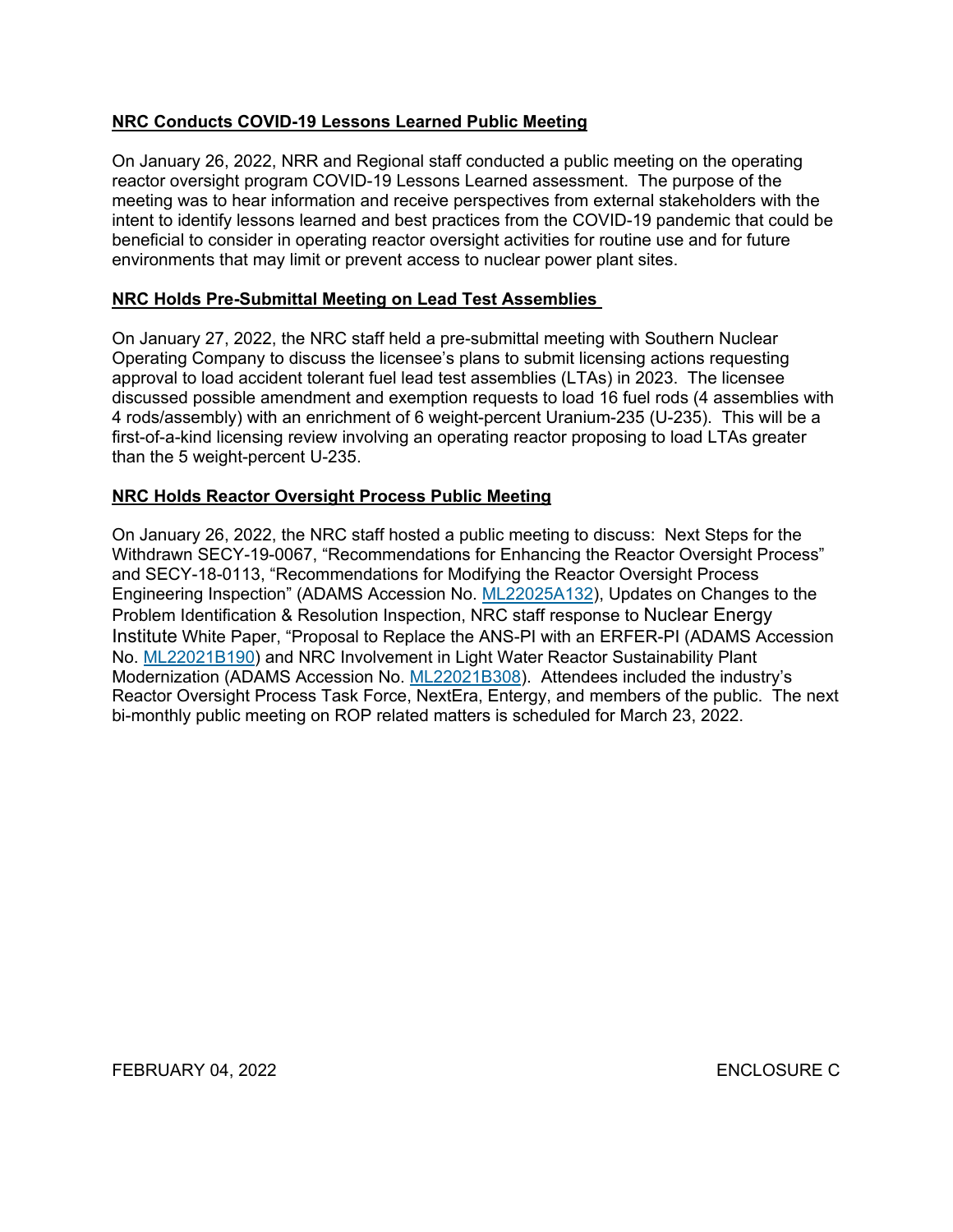**NRC Conducts COVID-19 Lessons Learned Public Meeting**

On January 26, 2022, NRR and Regional staff conducted a public meeting on the operating reactor oversight program COVID-19 Lessons Learned assessment. The purpose of the meeting was to hear information and receive perspectives from external stakeholders with the intent to identify lessons learned and best practices from the COVID-19 pandemic that could be beneficial to consider in operating reactor oversight activities for routine use and for future environments that may limit or prevent access to nuclear power plant sites.

**NRC Holds Pre-Submittal Meeting on Lead Test Assemblies**

On January 27, 2022, the NRC staff held a pre-submittal meeting with Southern Nuclear Operating Company to discuss the licensee's plans to submit licensing actions requesting approval to load accident tolerant fuel lead test assemblies (LTAs) in 2023. The licensee discussed possible amendment and exemption requests to load 16 fuel rods (4 assemblies with 4 rods/assembly) with an enrichment of 6 weight-percent Uranium-235 (U-235). This will be a first-of-a-kind licensing review involving an operating reactor proposing to load LTAs greater than the 5 weight-percent U-235.

**NRC Holds Reactor Oversight Process Public Meeting**

On January 26, 2022, the NRC staff hosted a public meeting to discuss: Next Steps for the Withdrawn SECY-19-0067, "Recommendations for Enhancing the Reactor Oversight Process" and SECY-18-0113, "Recommendations for Modifying the Reactor Oversight Process Engineering Inspection" (ADAMS Accession No. ML22025A132), Updates on Changes to the Problem Identification & Resolution Inspection, NRC staff response to Nuclear Energy Institute White Paper, "Proposal to Replace the ANS-PI with an ERFER-PI (ADAMS Accession No. ML22021B190) and NRC Involvement in Light Water Reactor Sustainability Plant Modernization (ADAMS Accession No. ML22021B308). Attendees included the industry's Reactor Oversight Process Task Force, NextEra, Entergy, and members of the public. The next bi-monthly public meeting on ROP related matters is scheduled for March 23, 2022.

FEBRUARY 04, 2022 ENCLOSURE C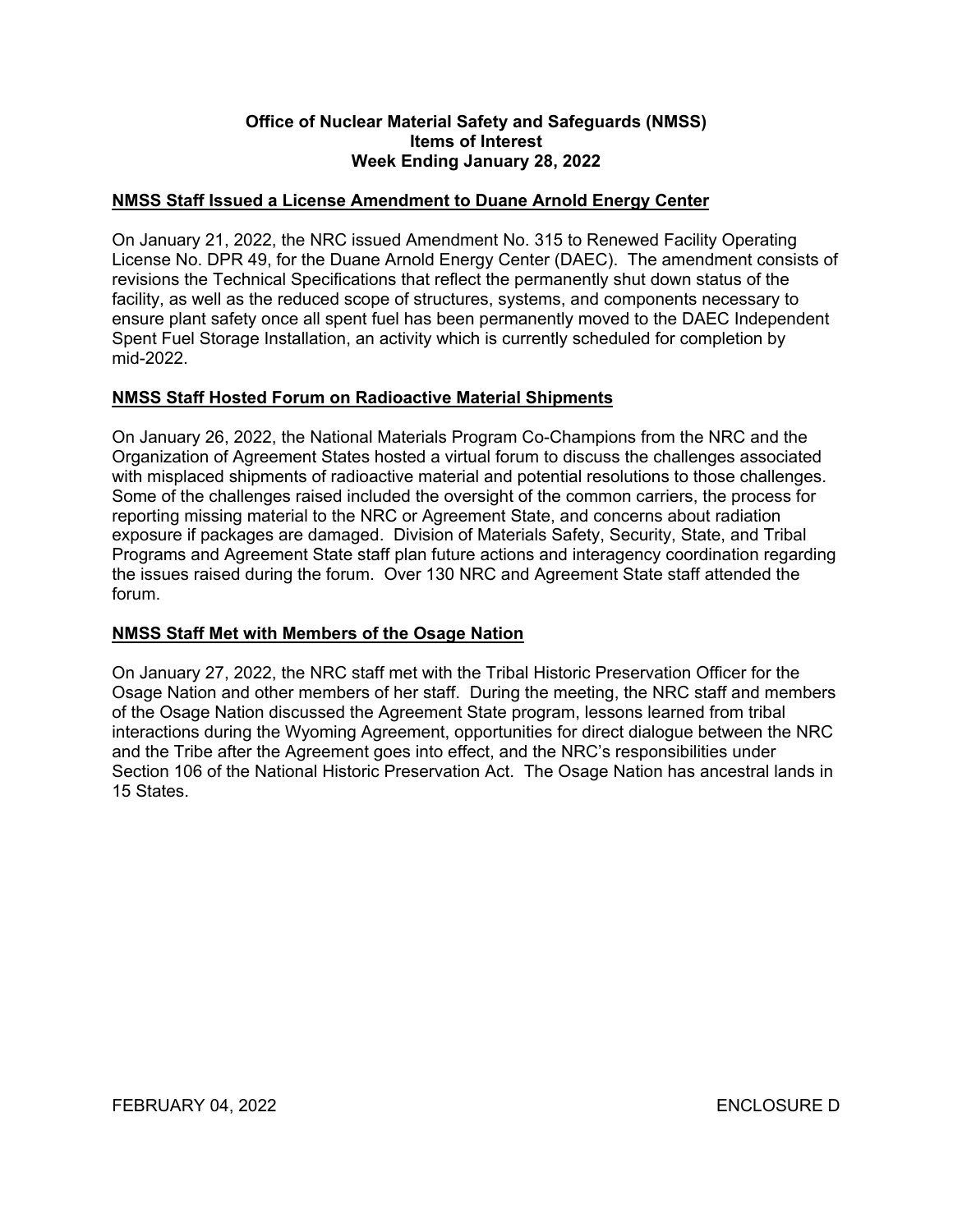**Office of Nuclear Material Safety and Safeguards (NMSS)**
**Items of Interest**
**Week Ending January 28, 2022**

## NMSS Staff Issued a License Amendment to Duane Arnold Energy Center

On January 21, 2022, the NRC issued Amendment No. 315 to Renewed Facility Operating License No. DPR 49, for the Duane Arnold Energy Center (DAEC). The amendment consists of revisions the Technical Specifications that reflect the permanently shut down status of the facility, as well as the reduced scope of structures, systems, and components necessary to ensure plant safety once all spent fuel has been permanently moved to the DAEC Independent Spent Fuel Storage Installation, an activity which is currently scheduled for completion by mid-2022.

## NMSS Staff Hosted Forum on Radioactive Material Shipments

On January 26, 2022, the National Materials Program Co-Champions from the NRC and the Organization of Agreement States hosted a virtual forum to discuss the challenges associated with misplaced shipments of radioactive material and potential resolutions to those challenges. Some of the challenges raised included the oversight of the common carriers, the process for reporting missing material to the NRC or Agreement State, and concerns about radiation exposure if packages are damaged. Division of Materials Safety, Security, State, and Tribal Programs and Agreement State staff plan future actions and interagency coordination regarding the issues raised during the forum. Over 130 NRC and Agreement State staff attended the forum.

## NMSS Staff Met with Members of the Osage Nation

On January 27, 2022, the NRC staff met with the Tribal Historic Preservation Officer for the Osage Nation and other members of her staff. During the meeting, the NRC staff and members of the Osage Nation discussed the Agreement State program, lessons learned from tribal interactions during the Wyoming Agreement, opportunities for direct dialogue between the NRC and the Tribe after the Agreement goes into effect, and the NRC's responsibilities under Section 106 of the National Historic Preservation Act. The Osage Nation has ancestral lands in 15 States.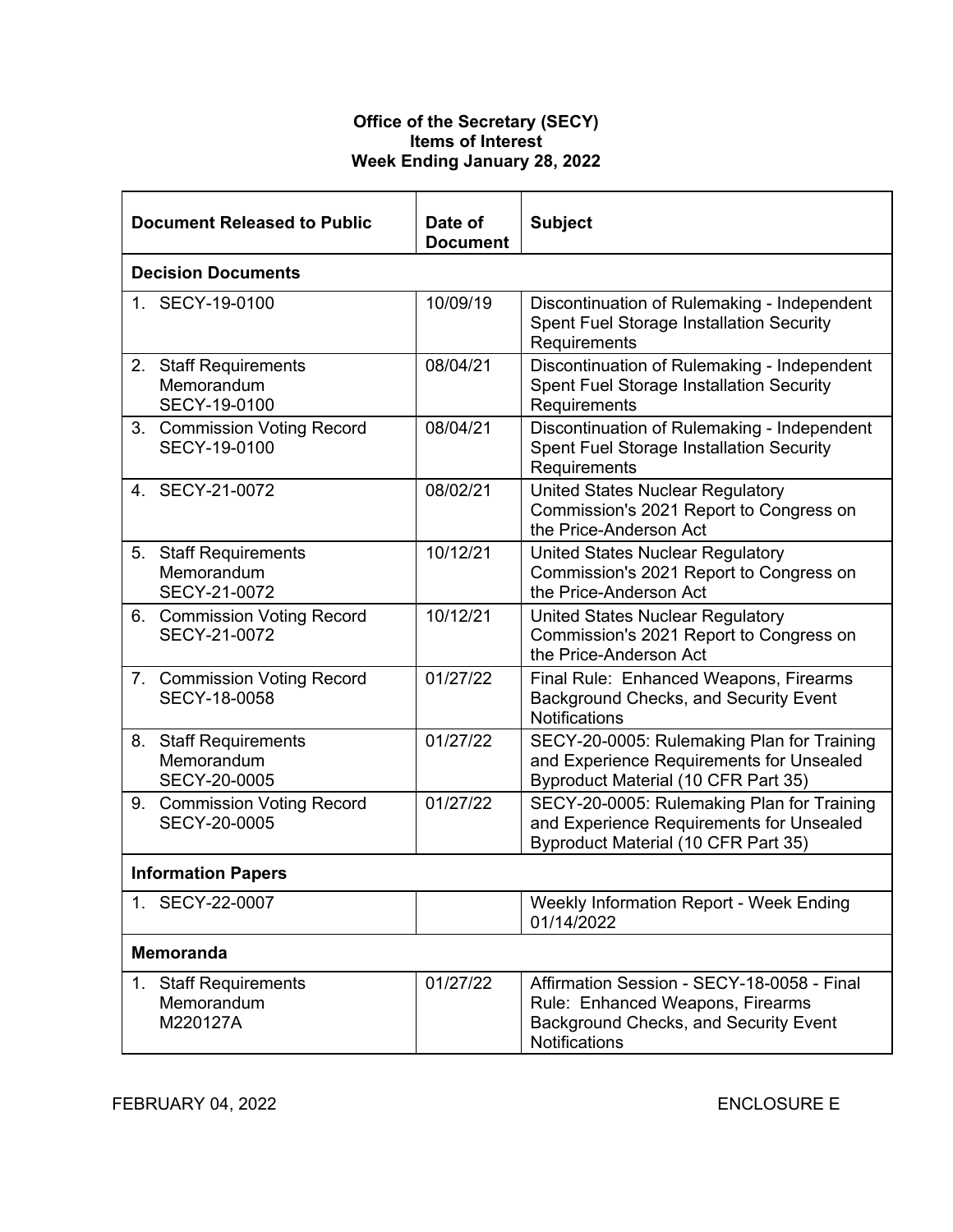**Office of the Secretary (SECY)**
**Items of Interest**
**Week Ending January 28, 2022**

| Document Released to Public | Date of Document | Subject |
|---|---|---|
| **Decision Documents** | | |
| 1. SECY-19-0100 | 10/09/19 | Discontinuation of Rulemaking - Independent Spent Fuel Storage Installation Security Requirements |
| 2. Staff Requirements Memorandum SECY-19-0100 | 08/04/21 | Discontinuation of Rulemaking - Independent Spent Fuel Storage Installation Security Requirements |
| 3. Commission Voting Record SECY-19-0100 | 08/04/21 | Discontinuation of Rulemaking - Independent Spent Fuel Storage Installation Security Requirements |
| 4. SECY-21-0072 | 08/02/21 | United States Nuclear Regulatory Commission's 2021 Report to Congress on the Price-Anderson Act |
| 5. Staff Requirements Memorandum SECY-21-0072 | 10/12/21 | United States Nuclear Regulatory Commission's 2021 Report to Congress on the Price-Anderson Act |
| 6. Commission Voting Record SECY-21-0072 | 10/12/21 | United States Nuclear Regulatory Commission's 2021 Report to Congress on the Price-Anderson Act |
| 7. Commission Voting Record SECY-18-0058 | 01/27/22 | Final Rule: Enhanced Weapons, Firearms Background Checks, and Security Event Notifications |
| 8. Staff Requirements Memorandum SECY-20-0005 | 01/27/22 | SECY-20-0005: Rulemaking Plan for Training and Experience Requirements for Unsealed Byproduct Material (10 CFR Part 35) |
| 9. Commission Voting Record SECY-20-0005 | 01/27/22 | SECY-20-0005: Rulemaking Plan for Training and Experience Requirements for Unsealed Byproduct Material (10 CFR Part 35) |
| **Information Papers** | | |
| 1. SECY-22-0007 | | Weekly Information Report - Week Ending 01/14/2022 |
| **Memoranda** | | |
| 1. Staff Requirements Memorandum M220127A | 01/27/22 | Affirmation Session - SECY-18-0058 - Final Rule: Enhanced Weapons, Firearms Background Checks, and Security Event Notifications |

FEBRUARY 04, 2022 ENCLOSURE E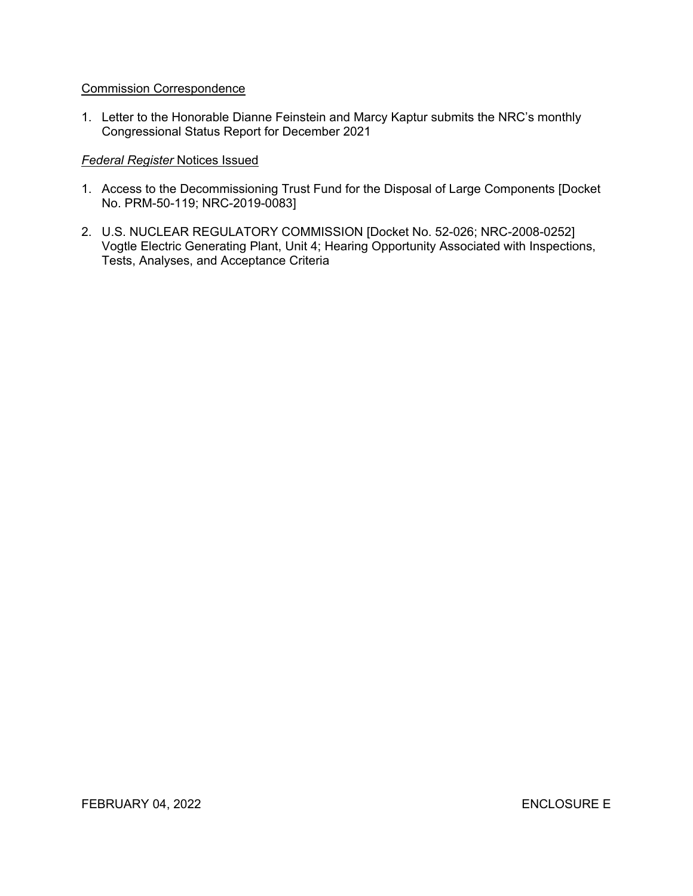Commission Correspondence

1. Letter to the Honorable Dianne Feinstein and Marcy Kaptur submits the NRC's monthly Congressional Status Report for December 2021

*Federal Register* Notices Issued

1. Access to the Decommissioning Trust Fund for the Disposal of Large Components [Docket No. PRM-50-119; NRC-2019-0083]

2. U.S. NUCLEAR REGULATORY COMMISSION [Docket No. 52-026; NRC-2008-0252] Vogtle Electric Generating Plant, Unit 4; Hearing Opportunity Associated with Inspections, Tests, Analyses, and Acceptance Criteria

FEBRUARY 04, 2022 ENCLOSURE E